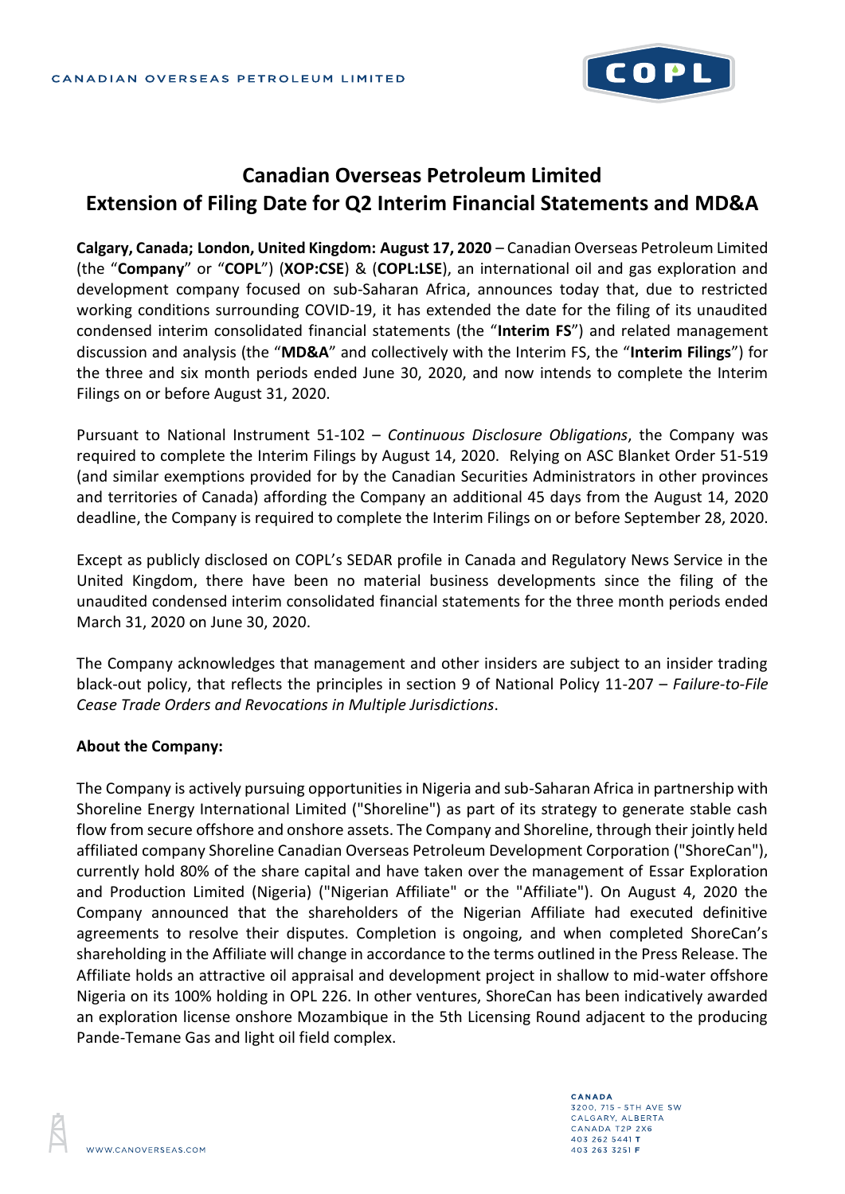# Canadian Overseas Petroleum Limited
# Extension of Filing Date for Q2 Interim Financial Statements and MD&A

**Calgary, Canada; London, United Kingdom: August 17, 2020** – Canadian Overseas Petroleum Limited (the "**Company**" or "**COPL**") (**XOP:CSE**) & (**COPL:LSE**), an international oil and gas exploration and development company focused on sub-Saharan Africa, announces today that, due to restricted working conditions surrounding COVID-19, it has extended the date for the filing of its unaudited condensed interim consolidated financial statements (the "**Interim FS**") and related management discussion and analysis (the "**MD&A**" and collectively with the Interim FS, the "**Interim Filings**") for the three and six month periods ended June 30, 2020, and now intends to complete the Interim Filings on or before August 31, 2020.

Pursuant to National Instrument 51-102 – *Continuous Disclosure Obligations*, the Company was required to complete the Interim Filings by August 14, 2020. Relying on ASC Blanket Order 51-519 (and similar exemptions provided for by the Canadian Securities Administrators in other provinces and territories of Canada) affording the Company an additional 45 days from the August 14, 2020 deadline, the Company is required to complete the Interim Filings on or before September 28, 2020.

Except as publicly disclosed on COPL's SEDAR profile in Canada and Regulatory News Service in the United Kingdom, there have been no material business developments since the filing of the unaudited condensed interim consolidated financial statements for the three month periods ended March 31, 2020 on June 30, 2020.

The Company acknowledges that management and other insiders are subject to an insider trading black-out policy, that reflects the principles in section 9 of National Policy 11-207 – *Failure-to-File Cease Trade Orders and Revocations in Multiple Jurisdictions*.

**About the Company:**

The Company is actively pursuing opportunities in Nigeria and sub-Saharan Africa in partnership with Shoreline Energy International Limited ("Shoreline") as part of its strategy to generate stable cash flow from secure offshore and onshore assets. The Company and Shoreline, through their jointly held affiliated company Shoreline Canadian Overseas Petroleum Development Corporation ("ShoreCan"), currently hold 80% of the share capital and have taken over the management of Essar Exploration and Production Limited (Nigeria) ("Nigerian Affiliate" or the "Affiliate"). On August 4, 2020 the Company announced that the shareholders of the Nigerian Affiliate had executed definitive agreements to resolve their disputes. Completion is ongoing, and when completed ShoreCan's shareholding in the Affiliate will change in accordance to the terms outlined in the Press Release. The Affiliate holds an attractive oil appraisal and development project in shallow to mid-water offshore Nigeria on its 100% holding in OPL 226. In other ventures, ShoreCan has been indicatively awarded an exploration license onshore Mozambique in the 5th Licensing Round adjacent to the producing Pande-Temane Gas and light oil field complex.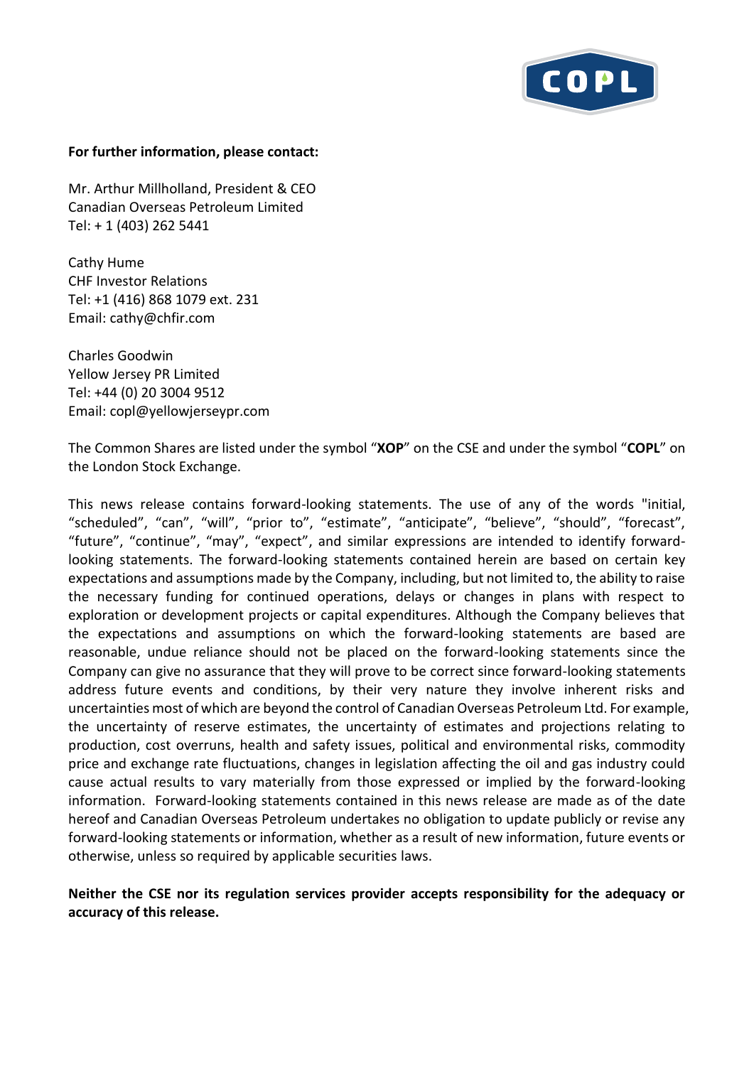**For further information, please contact:**

Mr. Arthur Millholland, President & CEO
Canadian Overseas Petroleum Limited
Tel: + 1 (403) 262 5441

Cathy Hume
CHF Investor Relations
Tel: +1 (416) 868 1079 ext. 231
Email: cathy@chfir.com

Charles Goodwin
Yellow Jersey PR Limited
Tel: +44 (0) 20 3004 9512
Email: copl@yellowjerseypr.com

The Common Shares are listed under the symbol "**XOP**" on the CSE and under the symbol "**COPL**" on the London Stock Exchange.

This news release contains forward-looking statements. The use of any of the words "initial, "scheduled", "can", "will", "prior to", "estimate", "anticipate", "believe", "should", "forecast", "future", "continue", "may", "expect", and similar expressions are intended to identify forward-looking statements. The forward-looking statements contained herein are based on certain key expectations and assumptions made by the Company, including, but not limited to, the ability to raise the necessary funding for continued operations, delays or changes in plans with respect to exploration or development projects or capital expenditures. Although the Company believes that the expectations and assumptions on which the forward-looking statements are based are reasonable, undue reliance should not be placed on the forward-looking statements since the Company can give no assurance that they will prove to be correct since forward-looking statements address future events and conditions, by their very nature they involve inherent risks and uncertainties most of which are beyond the control of Canadian Overseas Petroleum Ltd. For example, the uncertainty of reserve estimates, the uncertainty of estimates and projections relating to production, cost overruns, health and safety issues, political and environmental risks, commodity price and exchange rate fluctuations, changes in legislation affecting the oil and gas industry could cause actual results to vary materially from those expressed or implied by the forward-looking information. Forward-looking statements contained in this news release are made as of the date hereof and Canadian Overseas Petroleum undertakes no obligation to update publicly or revise any forward-looking statements or information, whether as a result of new information, future events or otherwise, unless so required by applicable securities laws.

**Neither the CSE nor its regulation services provider accepts responsibility for the adequacy or accuracy of this release.**